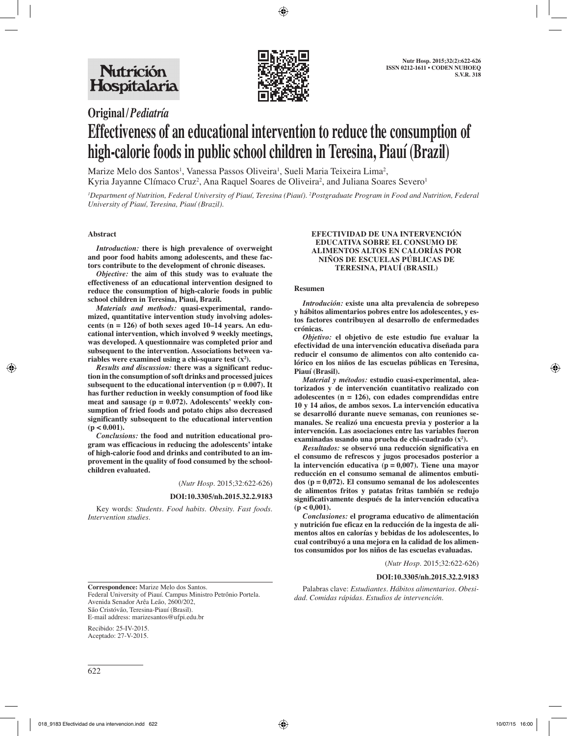Original/*Pediatría*

# Effectiveness of an educational intervention to reduce the consumption of high-calorie foods in public school children in Teresina, Piauí (Brazil)

Marize Melo dos Santos[1], Vanessa Passos Oliveira[1], Sueli Maria Teixeira Lima[2], Kyria Jayanne Clímaco Cruz[2], Ana Raquel Soares de Oliveira[2], and Juliana Soares Severo[1]

*[1]Department of Nutrition, Federal University of Piauí, Teresina (Piauí). [2]Postgraduate Program in Food and Nutrition, Federal University of Piauí, Teresina, Piauí (Brazil).*

## Abstract

***Introduction:*** **there is high prevalence of overweight and poor food habits among adolescents, and these factors contribute to the development of chronic diseases.**

***Objective:*** **the aim of this study was to evaluate the effectiveness of an educational intervention designed to reduce the consumption of high-calorie foods in public school children in Teresina, Piaui, Brazil.**

***Materials and methods:*** **quasi-experimental, randomized, quantitative intervention study involving adolescents (n = 126) of both sexes aged 10–14 years. An educational intervention, which involved 9 weekly meetings, was developed. A questionnaire was completed prior and subsequent to the intervention. Associations between variables were examined using a chi-square test ($x^2$).**

***Results and discussion:*** **there was a significant reduction in the consumption of soft drinks and processed juices subsequent to the educational intervention (p = 0.007). It has further reduction in weekly consumption of food like meat and sausage (p = 0.072). Adolescents' weekly consumption of fried foods and potato chips also decreased significantly subsequent to the educational intervention (p < 0.001).**

***Conclusions:*** **the food and nutrition educational program was efficacious in reducing the adolescents' intake of high-calorie food and drinks and contributed to an improvement in the quality of food consumed by the schoolchildren evaluated.**

(*Nutr Hosp*. 2015;32:622-626)

**DOI:10.3305/nh.2015.32.2.9183**

Key words: *Students. Food habits. Obesity. Fast foods. Intervention studies.*

## EFECTIVIDAD DE UNA INTERVENCIÓN EDUCATIVA SOBRE EL CONSUMO DE ALIMENTOS ALTOS EN CALORÍAS POR NIÑOS DE ESCUELAS PÚBLICAS DE TERESINA, PIAUÍ (BRASIL)

### Resumen

***Introdución:*** **existe una alta prevalencia de sobrepeso y hábitos alimentarios pobres entre los adolescentes, y estos factores contribuyen al desarrollo de enfermedades crónicas.**

***Objetivo:*** **el objetivo de este estudio fue evaluar la efectividad de una intervención educativa diseñada para reducir el consumo de alimentos con alto contenido calórico en los niños de las escuelas públicas en Teresina, Piauí (Brasil).**

***Material y métodos:*** **estudio cuasi-experimental, aleatorizados y de intervención cuantitativo realizado con adolescentes (n = 126), con edades comprendidas entre 10 y 14 años, de ambos sexos. La intervención educativa se desarrolló durante nueve semanas, con reuniones semanales. Se realizó una encuesta previa y posterior a la intervención. Las asociaciones entre las variables fueron examinadas usando una prueba de chi-cuadrado ($x^2$).**

***Resultados:*** **se observó una reducción significativa en el consumo de refrescos y jugos procesados posterior a la intervención educativa (p = 0,007). Tiene una mayor reducción en el consumo semanal de alimentos embutidos (p = 0,072). El consumo semanal de los adolescentes de alimentos fritos y patatas fritas también se redujo significativamente después de la intervención educativa (p < 0,001).**

***Conclusiones:*** **el programa educativo de alimentación y nutrición fue eficaz en la reducción de la ingesta de alimentos altos en calorías y bebidas de los adolescentes, lo cual contribuyó a una mejora en la calidad de los alimentos consumidos por los niños de las escuelas evaluadas.**

(*Nutr Hosp*. 2015;32:622-626)

**DOI:10.3305/nh.2015.32.2.9183**

Palabras clave: *Estudiantes. Hábitos alimentarios. Obesidad. Comidas rápidas. Estudios de intervención.*

---

**Correspondence:** Marize Melo dos Santos.
Federal University of Piauí. Campus Ministro Petrônio Portela.
Avenida Senador Arêa Leão, 2600/202,
São Cristóvão, Teresina-Piauí (Brasil).
E-mail address: marizesantos@ufpi.edu.br

Recibido: 25-IV-2015.
Aceptado: 27-V-2015.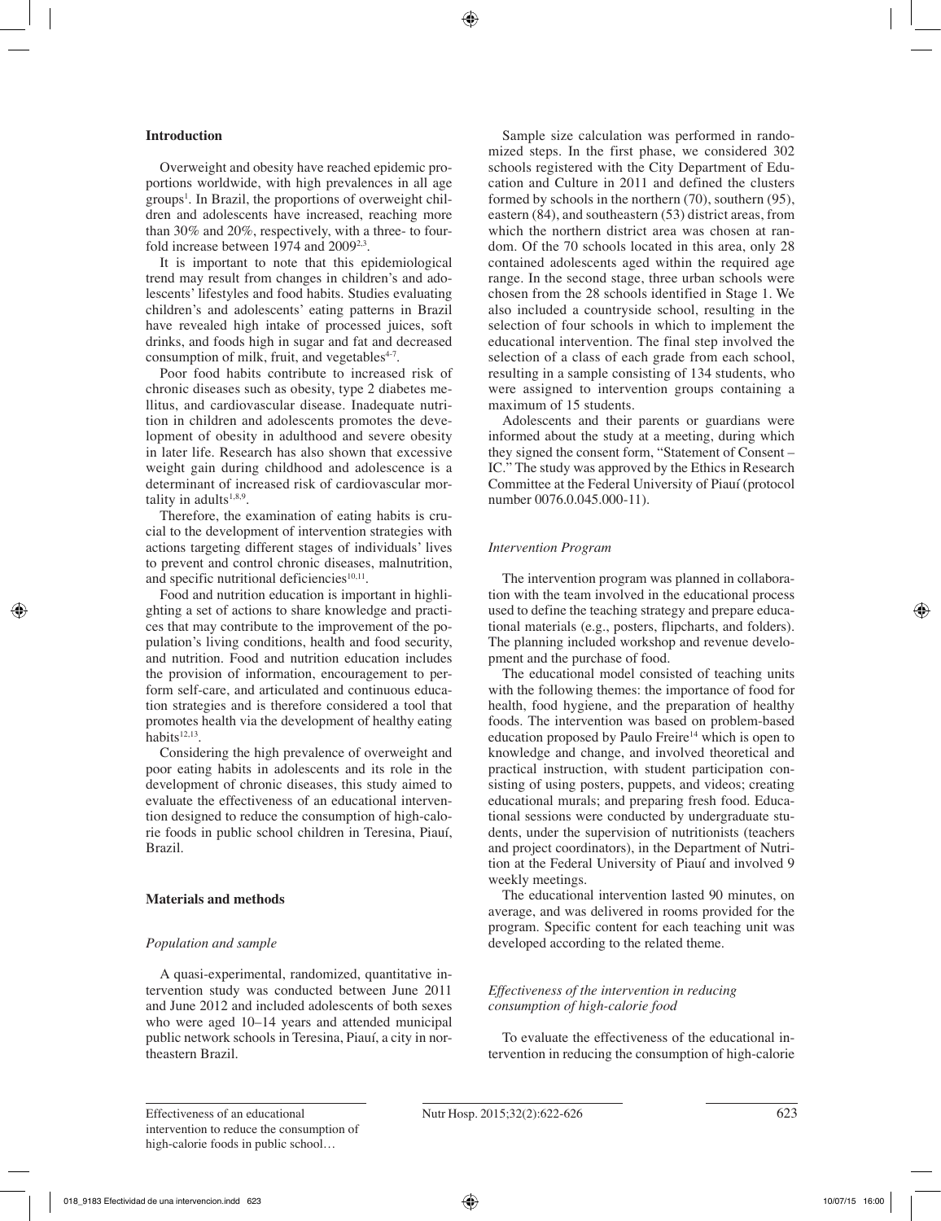## Introduction

Overweight and obesity have reached epidemic proportions worldwide, with high prevalences in all age groups[1]. In Brazil, the proportions of overweight children and adolescents have increased, reaching more than 30% and 20%, respectively, with a three- to fourfold increase between 1974 and 2009[2,3].

It is important to note that this epidemiological trend may result from changes in children's and adolescents' lifestyles and food habits. Studies evaluating children's and adolescents' eating patterns in Brazil have revealed high intake of processed juices, soft drinks, and foods high in sugar and fat and decreased consumption of milk, fruit, and vegetables[4-7].

Poor food habits contribute to increased risk of chronic diseases such as obesity, type 2 diabetes mellitus, and cardiovascular disease. Inadequate nutrition in children and adolescents promotes the development of obesity in adulthood and severe obesity in later life. Research has also shown that excessive weight gain during childhood and adolescence is a determinant of increased risk of cardiovascular mortality in adults[1,8,9].

Therefore, the examination of eating habits is crucial to the development of intervention strategies with actions targeting different stages of individuals' lives to prevent and control chronic diseases, malnutrition, and specific nutritional deficiencies[10,11].

Food and nutrition education is important in highlighting a set of actions to share knowledge and practices that may contribute to the improvement of the population's living conditions, health and food security, and nutrition. Food and nutrition education includes the provision of information, encouragement to perform self-care, and articulated and continuous education strategies and is therefore considered a tool that promotes health via the development of healthy eating habits[12,13].

Considering the high prevalence of overweight and poor eating habits in adolescents and its role in the development of chronic diseases, this study aimed to evaluate the effectiveness of an educational intervention designed to reduce the consumption of high-calorie foods in public school children in Teresina, Piauí, Brazil.

## Materials and methods

### *Population and sample*

A quasi-experimental, randomized, quantitative intervention study was conducted between June 2011 and June 2012 and included adolescents of both sexes who were aged 10–14 years and attended municipal public network schools in Teresina, Piauí, a city in northeastern Brazil.

Sample size calculation was performed in randomized steps. In the first phase, we considered 302 schools registered with the City Department of Education and Culture in 2011 and defined the clusters formed by schools in the northern (70), southern (95), eastern (84), and southeastern (53) district areas, from which the northern district area was chosen at random. Of the 70 schools located in this area, only 28 contained adolescents aged within the required age range. In the second stage, three urban schools were chosen from the 28 schools identified in Stage 1. We also included a countryside school, resulting in the selection of four schools in which to implement the educational intervention. The final step involved the selection of a class of each grade from each school, resulting in a sample consisting of 134 students, who were assigned to intervention groups containing a maximum of 15 students.

Adolescents and their parents or guardians were informed about the study at a meeting, during which they signed the consent form, "Statement of Consent – IC." The study was approved by the Ethics in Research Committee at the Federal University of Piauí (protocol number 0076.0.045.000-11).

### *Intervention Program*

The intervention program was planned in collaboration with the team involved in the educational process used to define the teaching strategy and prepare educational materials (e.g., posters, flipcharts, and folders). The planning included workshop and revenue development and the purchase of food.

The educational model consisted of teaching units with the following themes: the importance of food for health, food hygiene, and the preparation of healthy foods. The intervention was based on problem-based education proposed by Paulo Freire[14] which is open to knowledge and change, and involved theoretical and practical instruction, with student participation consisting of using posters, puppets, and videos; creating educational murals; and preparing fresh food. Educational sessions were conducted by undergraduate students, under the supervision of nutritionists (teachers and project coordinators), in the Department of Nutrition at the Federal University of Piauí and involved 9 weekly meetings.

The educational intervention lasted 90 minutes, on average, and was delivered in rooms provided for the program. Specific content for each teaching unit was developed according to the related theme.

### *Effectiveness of the intervention in reducing consumption of high-calorie food*

To evaluate the effectiveness of the educational intervention in reducing the consumption of high-calorie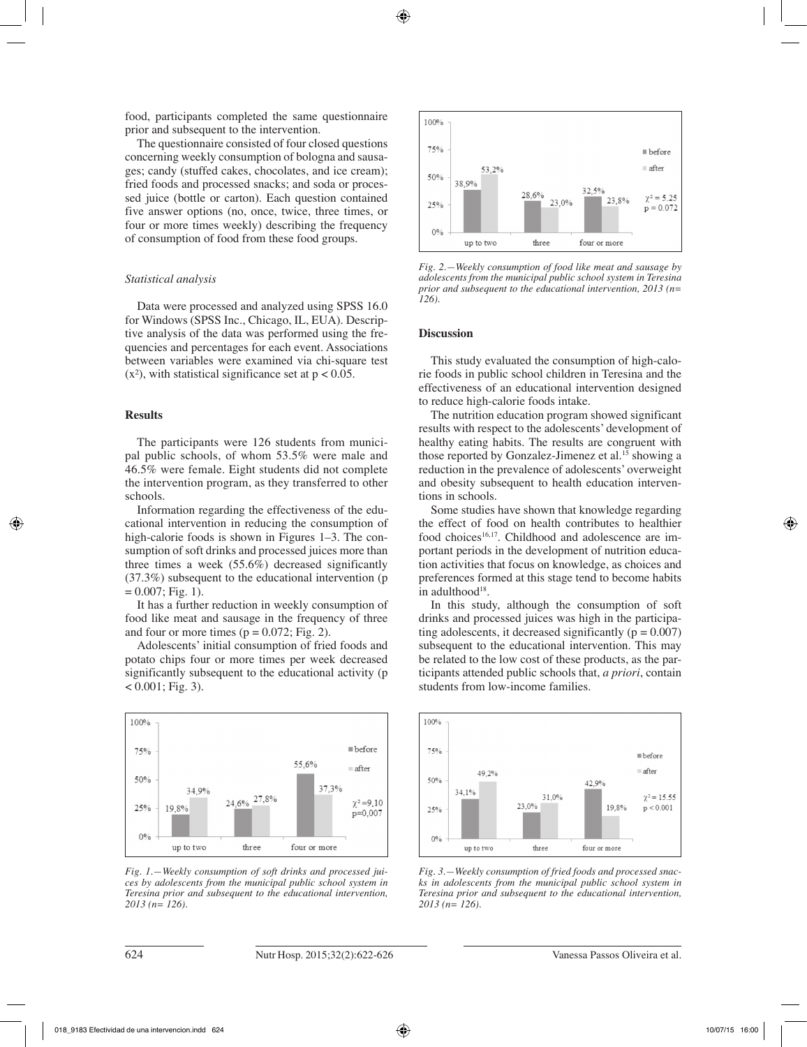food, participants completed the same questionnaire prior and subsequent to the intervention.

The questionnaire consisted of four closed questions concerning weekly consumption of bologna and sausages; candy (stuffed cakes, chocolates, and ice cream); fried foods and processed snacks; and soda or processed juice (bottle or carton). Each question contained five answer options (no, once, twice, three times, or four or more times weekly) describing the frequency of consumption of food from these food groups.

### *Statistical analysis*

Data were processed and analyzed using SPSS 16.0 for Windows (SPSS Inc., Chicago, IL, EUA). Descriptive analysis of the data was performed using the frequencies and percentages for each event. Associations between variables were examined via chi-square test ($x^2$), with statistical significance set at $p < 0.05$.

## Results

The participants were 126 students from municipal public schools, of whom 53.5% were male and 46.5% were female. Eight students did not complete the intervention program, as they transferred to other schools.

Information regarding the effectiveness of the educational intervention in reducing the consumption of high-calorie foods is shown in Figures 1–3. The consumption of soft drinks and processed juices more than three times a week (55.6%) decreased significantly (37.3%) subsequent to the educational intervention ($p = 0.007$; Fig. 1).

It has a further reduction in weekly consumption of food like meat and sausage in the frequency of three and four or more times ($p = 0.072$; Fig. 2).

Adolescents' initial consumption of fried foods and potato chips four or more times per week decreased significantly subsequent to the educational activity ($p < 0.001$; Fig. 3).

*Fig. 1.—Weekly consumption of soft drinks and processed juices by adolescents from the municipal public school system in Teresina prior and subsequent to the educational intervention, 2013 (n= 126).*

*Fig. 2.—Weekly consumption of food like meat and sausage by adolescents from the municipal public school system in Teresina prior and subsequent to the educational intervention, 2013 (n= 126).*

## Discussion

This study evaluated the consumption of high-calorie foods in public school children in Teresina and the effectiveness of an educational intervention designed to reduce high-calorie foods intake.

The nutrition education program showed significant results with respect to the adolescents' development of healthy eating habits. The results are congruent with those reported by Gonzalez-Jimenez et al.[15] showing a reduction in the prevalence of adolescents' overweight and obesity subsequent to health education interventions in schools.

Some studies have shown that knowledge regarding the effect of food on health contributes to healthier food choices[16,17]. Childhood and adolescence are important periods in the development of nutrition education activities that focus on knowledge, as choices and preferences formed at this stage tend to become habits in adulthood[18].

In this study, although the consumption of soft drinks and processed juices was high in the participating adolescents, it decreased significantly ($p = 0.007$) subsequent to the educational intervention. This may be related to the low cost of these products, as the participants attended public schools that, *a priori*, contain students from low-income families.

*Fig. 3.—Weekly consumption of fried foods and processed snacks in adolescents from the municipal public school system in Teresina prior and subsequent to the educational intervention, 2013 (n= 126).*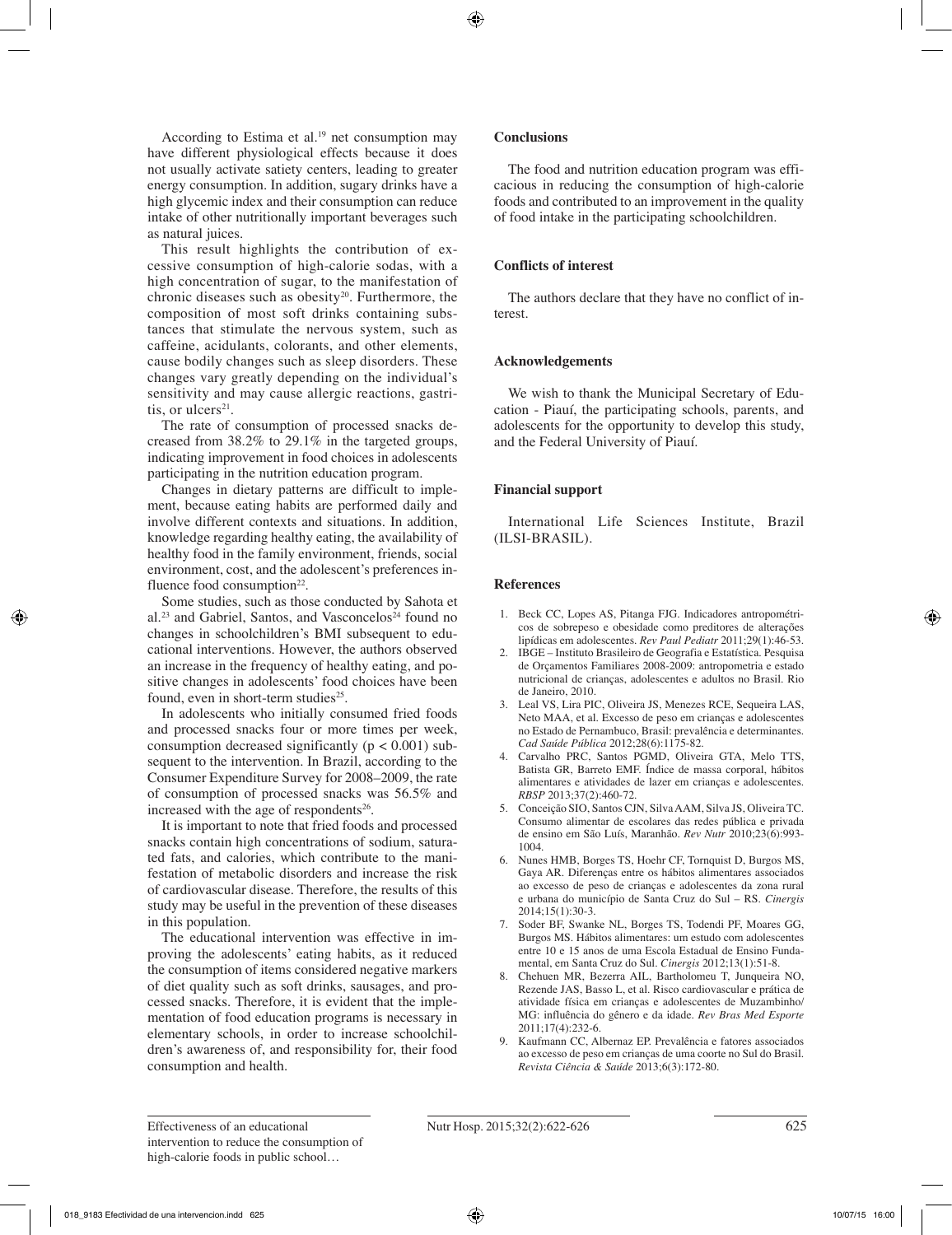According to Estima et al.[19] net consumption may have different physiological effects because it does not usually activate satiety centers, leading to greater energy consumption. In addition, sugary drinks have a high glycemic index and their consumption can reduce intake of other nutritionally important beverages such as natural juices.

This result highlights the contribution of excessive consumption of high-calorie sodas, with a high concentration of sugar, to the manifestation of chronic diseases such as obesity[20]. Furthermore, the composition of most soft drinks containing substances that stimulate the nervous system, such as caffeine, acidulants, colorants, and other elements, cause bodily changes such as sleep disorders. These changes vary greatly depending on the individual's sensitivity and may cause allergic reactions, gastritis, or ulcers[21].

The rate of consumption of processed snacks decreased from 38.2% to 29.1% in the targeted groups, indicating improvement in food choices in adolescents participating in the nutrition education program.

Changes in dietary patterns are difficult to implement, because eating habits are performed daily and involve different contexts and situations. In addition, knowledge regarding healthy eating, the availability of healthy food in the family environment, friends, social environment, cost, and the adolescent's preferences influence food consumption[22].

Some studies, such as those conducted by Sahota et al.[23] and Gabriel, Santos, and Vasconcelos[24] found no changes in schoolchildren's BMI subsequent to educational interventions. However, the authors observed an increase in the frequency of healthy eating, and positive changes in adolescents' food choices have been found, even in short-term studies[25].

In adolescents who initially consumed fried foods and processed snacks four or more times per week, consumption decreased significantly ($p < 0.001$) subsequent to the intervention. In Brazil, according to the Consumer Expenditure Survey for 2008–2009, the rate of consumption of processed snacks was 56.5% and increased with the age of respondents[26].

It is important to note that fried foods and processed snacks contain high concentrations of sodium, saturated fats, and calories, which contribute to the manifestation of metabolic disorders and increase the risk of cardiovascular disease. Therefore, the results of this study may be useful in the prevention of these diseases in this population.

The educational intervention was effective in improving the adolescents' eating habits, as it reduced the consumption of items considered negative markers of diet quality such as soft drinks, sausages, and processed snacks. Therefore, it is evident that the implementation of food education programs is necessary in elementary schools, in order to increase schoolchildren's awareness of, and responsibility for, their food consumption and health.

## Conclusions

The food and nutrition education program was efficacious in reducing the consumption of high-calorie foods and contributed to an improvement in the quality of food intake in the participating schoolchildren.

## Conflicts of interest

The authors declare that they have no conflict of interest.

## Acknowledgements

We wish to thank the Municipal Secretary of Education - Piauí, the participating schools, parents, and adolescents for the opportunity to develop this study, and the Federal University of Piauí.

## Financial support

International Life Sciences Institute, Brazil (ILSI-BRASIL).

## References

1. Beck CC, Lopes AS, Pitanga FJG. Indicadores antropométricos de sobrepeso e obesidade como preditores de alterações lipídicas em adolescentes. *Rev Paul Pediatr* 2011;29(1):46-53.
2. IBGE – Instituto Brasileiro de Geografia e Estatística. Pesquisa de Orçamentos Familiares 2008-2009: antropometria e estado nutricional de crianças, adolescentes e adultos no Brasil. Rio de Janeiro, 2010.
3. Leal VS, Lira PIC, Oliveira JS, Menezes RCE, Sequeira LAS, Neto MAA, et al. Excesso de peso em crianças e adolescentes no Estado de Pernambuco, Brasil: prevalência e determinantes. *Cad Saúde Pública* 2012;28(6):1175-82.
4. Carvalho PRC, Santos PGMD, Oliveira GTA, Melo TTS, Batista GR, Barreto EMF. Índice de massa corporal, hábitos alimentares e atividades de lazer em crianças e adolescentes. *RBSP* 2013;37(2):460-72.
5. Conceição SIO, Santos CJN, Silva AAM, Silva JS, Oliveira TC. Consumo alimentar de escolares das redes pública e privada de ensino em São Luís, Maranhão. *Rev Nutr* 2010;23(6):993-1004.
6. Nunes HMB, Borges TS, Hoehr CF, Tornquist D, Burgos MS, Gaya AR. Diferenças entre os hábitos alimentares associados ao excesso de peso de crianças e adolescentes da zona rural e urbana do município de Santa Cruz do Sul – RS. *Cinergis* 2014;15(1):30-3.
7. Soder BF, Swanke NL, Borges TS, Todendi PF, Moares GG, Burgos MS. Hábitos alimentares: um estudo com adolescentes entre 10 e 15 anos de uma Escola Estadual de Ensino Fundamental, em Santa Cruz do Sul. *Cinergis* 2012;13(1):51-8.
8. Chehuen MR, Bezerra AIL, Bartholomeu T, Junqueira NO, Rezende JAS, Basso L, et al. Risco cardiovascular e prática de atividade física em crianças e adolescentes de Muzambinho/MG: influência do gênero e da idade. *Rev Bras Med Esporte* 2011;17(4):232-6.
9. Kaufmann CC, Albernaz EP. Prevalência e fatores associados ao excesso de peso em crianças de uma coorte no Sul do Brasil. *Revista Ciência & Saúde* 2013;6(3):172-80.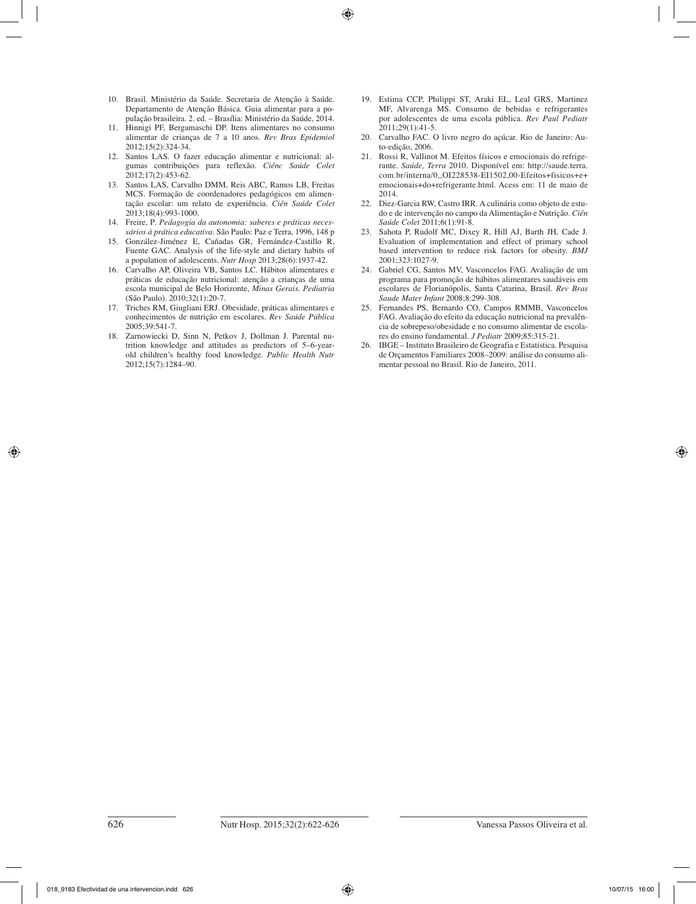10. Brasil. Ministério da Saúde. Secretaria de Atenção à Saúde. Departamento de Atenção Básica. Guia alimentar para a população brasileira. 2. ed. – Brasília: Ministério da Saúde, 2014.
11. Hinnigi PF, Bergamaschi DP. Itens alimentares no consumo alimentar de crianças de 7 a 10 anos. *Rev Bras Epidemiol* 2012;15(2):324-34.
12. Santos LAS. O fazer educação alimentar e nutricional: algumas contribuições para reflexão. *Ciênc Saúde Colet* 2012;17(2):453-62.
13. Santos LAS, Carvalho DMM, Reis ABC, Ramos LB, Freitas MCS. Formação de coordenadores pedagógicos em alimentação escolar: um relato de experiência. *Ciên Saúde Colet* 2013;18(4):993-1000.
14. Freire, P. *Pedagogia da autonomia: saberes e práticas necessários à prática educativa*. São Paulo: Paz e Terra, 1996, 148 p
15. González-Jiménez E, Cañadas GR, Fernández-Castillo R, Fuente GAC. Analysis of the life-style and dietary habits of a population of adolescents. *Nutr Hosp* 2013;28(6):1937-42.
16. Carvalho AP, Oliveira VB, Santos LC. Hábitos alimentares e práticas de educação nutricional: atenção a crianças de uma escola municipal de Belo Horizonte, *Minas Gerais*. *Pediatria* (São Paulo). 2010;32(1):20-7.
17. Triches RM, Giugliani ERJ. Obesidade, práticas alimentares e conhecimentos de nutrição em escolares. *Rev Saúde Pública* 2005;39:541-7.
18. Zarnowiecki D, Sinn N, Petkov J, Dollman J. Parental nutrition knowledge and attitudes as predictors of 5–6-year-old children's healthy food knowledge. *Public Health Nutr* 2012;15(7):1284–90.
19. Estima CCP, Philippi ST, Araki EL, Leal GRS, Martinez MF, Alvarenga MS. Consumo de bebidas e refrigerantes por adolescentes de uma escola pública. *Rev Paul Pediatr* 2011;29(1):41-5.
20. Carvalho FAC. O livro negro do açúcar. Rio de Janeiro: Auto-edição, 2006.
21. Rossi R, Vallinot M. Efeitos físicos e emocionais do refrigerante. *Saúde, Terra* 2010. Disponível em: http://saude.terra.com.br/interna/0,,OI228538-EI1502,00-Efeitos+fisicos+e+emocionais+do+refrigerante.html. Acess em: 11 de maio de 2014.
22. Diez-Garcia RW, Castro IRR. A culinária como objeto de estudo e de intervenção no campo da Alimentação e Nutrição. *Ciên Saúde Colet* 2011;6(1):91-8.
23. Sahota P, Rudolf MC, Dixey R, Hill AJ, Barth JH, Cade J. Evaluation of implementation and effect of primary school based intervention to reduce risk factors for obesity. *BMJ* 2001;323:1027-9.
24. Gabriel CG, Santos MV, Vasconcelos FAG. Avaliação de um programa para promoção de hábitos alimentares saudáveis em escolares de Florianópolis, Santa Catarina, Brasil. *Rev Bras Saude Mater Infant* 2008;8:299-308.
25. Fernandes PS, Bernardo CO, Campos RMMB, Vasconcelos FAG. Avaliação do efeito da educação nutricional na prevalência de sobrepeso/obesidade e no consumo alimentar de escolares do ensino fundamental. *J Pediatr* 2009;85:315-21.
26. IBGE – Instituto Brasileiro de Geografia e Estatística. Pesquisa de Orçamentos Familiares 2008–2009: análise do consumo alimentar pessoal no Brasil. Rio de Janeiro, 2011.